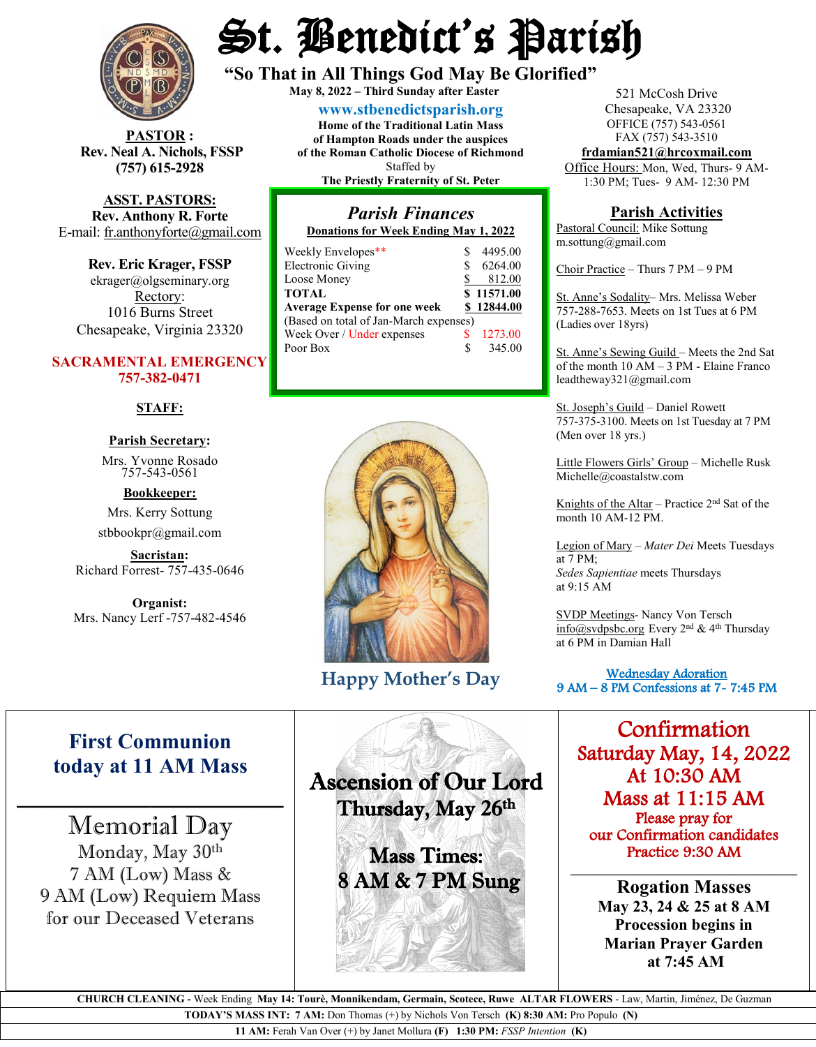# St. Benedict's Parish

**"So That in All Things God May Be Glorified"**

**May 8, 2022 – Third Sunday after Easter**

**www.stbenedictsparish.org**

**Home of the Traditional Latin Mass of Hampton Roads under the auspices of the Roman Catholic Diocese of Richmond**

Staffed by

**The Priestly Fraternity of St. Peter**

521 McCosh Drive
Chesapeake, VA 23320
OFFICE (757) 543-0561
FAX (757) 543-3510
**frdamian521@hrcoxmail.com**
Office Hours: Mon, Wed, Thurs- 9 AM-1:30 PM; Tues- 9 AM- 12:30 PM

**PASTOR:**
**Rev. Neal A. Nichols, FSSP**
**(757) 615-2928**

**ASST. PASTORS:**
**Rev. Anthony R. Forte**
E-mail: fr.anthonyforte@gmail.com

**Rev. Eric Krager, FSSP**
ekrager@olgseminary.org

Rectory:
1016 Burns Street
Chesapeake, Virginia 23320

**SACRAMENTAL EMERGENCY**
**757-382-0471**

**STAFF:**

**Parish Secretary:**
Mrs. Yvonne Rosado
757-543-0561

**Bookkeeper:**
Mrs. Kerry Sottung
stbbookpr@gmail.com

**Sacristan:**
Richard Forrest- 757-435-0646

**Organist:**
Mrs. Nancy Lerf -757-482-4546

## *Parish Finances*

**Donations for Week Ending May 1, 2022**

| | |
|---|---|
| Weekly Envelopes** | $ 4495.00 |
| Electronic Giving | $ 6264.00 |
| Loose Money | $ 812.00 |
| **TOTAL** | **$ 11571.00** |
| **Average Expense for one week** | **$ 12844.00** |
| (Based on total of Jan-March expenses) | |
| Week Over / Under expenses | $ 1273.00 |
| Poor Box | $ 345.00 |

**Happy Mother's Day**

## Parish Activities

Pastoral Council: Mike Sottung
m.sottung@gmail.com

Choir Practice – Thurs 7 PM – 9 PM

St. Anne's Sodality– Mrs. Melissa Weber 757-288-7653. Meets on 1st Tues at 6 PM (Ladies over 18yrs)

St. Anne's Sewing Guild – Meets the 2nd Sat of the month 10 AM – 3 PM - Elaine Franco leadtheway321@gmail.com

St. Joseph's Guild – Daniel Rowett 757-375-3100. Meets on 1st Tuesday at 7 PM (Men over 18 yrs.)

Little Flowers Girls' Group – Michelle Rusk Michelle@coastalstw.com

Knights of the Altar – Practice 2nd Sat of the month 10 AM-12 PM.

Legion of Mary – *Mater Dei* Meets Tuesdays at 7 PM;
*Sedes Sapientiae* meets Thursdays at 9:15 AM

SVDP Meetings- Nancy Von Tersch info@svdpsbc.org Every 2nd & 4th Thursday at 6 PM in Damian Hall

Wednesday Adoration
9 AM – 8 PM Confessions at 7- 7:45 PM

---

**First Communion today at 11 AM Mass**

**Memorial Day**
Monday, May 30th
7 AM (Low) Mass &
9 AM (Low) Requiem Mass
for our Deceased Veterans

**Ascension of Our Lord**
**Thursday, May 26th**

**Mass Times:**
**8 AM & 7 PM Sung**

**Confirmation**
**Saturday May, 14, 2022**
**At 10:30 AM**
**Mass at 11:15 AM**
Please pray for our Confirmation candidates
Practice 9:30 AM

**Rogation Masses**
**May 23, 24 & 25 at 8 AM**
**Procession begins in Marian Prayer Garden at 7:45 AM**

---

**CHURCH CLEANING -** Week Ending **May 14: Tourè, Monnikendam, Germain, Scotece, Ruwe ALTAR FLOWERS** - Law, Martin, Jiménez, De Guzman

**TODAY'S MASS INT: 7 AM:** Don Thomas (+) by Nichols Von Tersch **(K) 8:30 AM:** Pro Populo **(N)**

**11 AM:** Ferah Van Over (+) by Janet Mollura **(F) 1:30 PM:** *FSSP Intention* **(K)**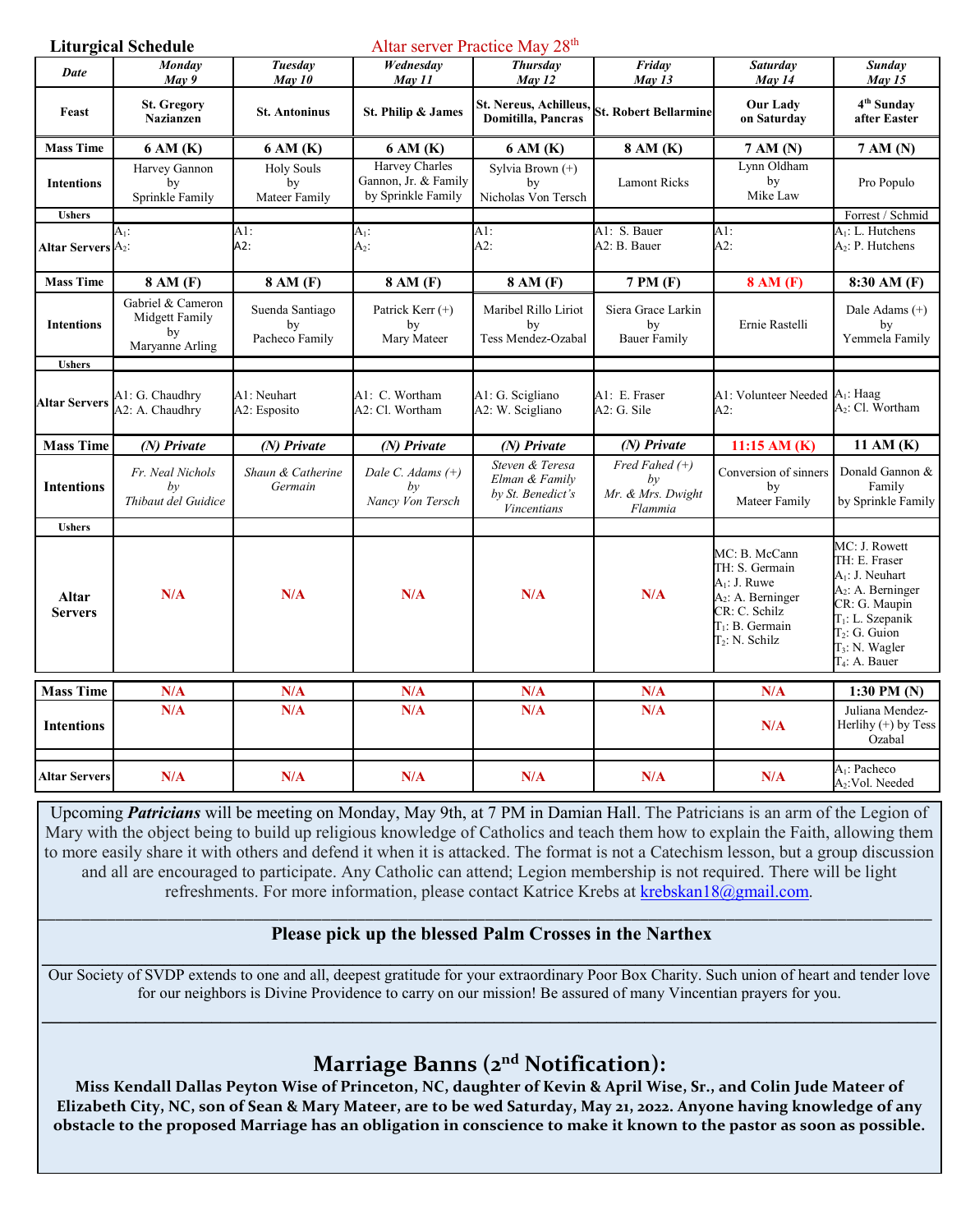**Liturgical Schedule** Altar server Practice May 28th

| Date | Monday May 9 | Tuesday May 10 | Wednesday May 11 | Thursday May 12 | Friday May 13 | Saturday May 14 | Sunday May 15 |
|---|---|---|---|---|---|---|---|
| Feast | St. Gregory Nazianzen | St. Antoninus | St. Philip & James | St. Nereus, Achilleus, Domitilla, Pancras | St. Robert Bellarmine | Our Lady on Saturday | 4th Sunday after Easter |
| Mass Time | 6 AM (K) | 6 AM (K) | 6 AM (K) | 6 AM (K) | 8 AM (K) | 7 AM (N) | 7 AM (N) |
| Intentions | Harvey Gannon by Sprinkle Family | Holy Souls by Mateer Family | Harvey Charles Gannon, Jr. & Family by Sprinkle Family | Sylvia Brown (+) by Nicholas Von Tersch | Lamont Ricks | Lynn Oldham by Mike Law | Pro Populo |
| Ushers | | | | | | | Forrest / Schmid |
| Altar Servers | $A_1$: $A_2$: | A1: A2: | $A_1$: $A_2$: | A1: A2: | A1: S. Bauer A2: B. Bauer | A1: A2: | $A_1$: L. Hutchens $A_2$: P. Hutchens |
| Mass Time | 8 AM (F) | 8 AM (F) | 8 AM (F) | 8 AM (F) | 7 PM (F) | 8 AM (F) | 8:30 AM (F) |
| Intentions | Gabriel & Cameron Midgett Family by Maryanne Arling | Suenda Santiago by Pacheco Family | Patrick Kerr (+) by Mary Mateer | Maribel Rillo Liriot by Tess Mendez-Ozabal | Siera Grace Larkin by Bauer Family | Ernie Rastelli | Dale Adams (+) by Yemmela Family |
| Ushers | | | | | | | |
| Altar Servers | A1: G. Chaudhry A2: A. Chaudhry | A1: Neuhart A2: Esposito | A1: C. Wortham A2: Cl. Wortham | A1: G. Scigliano A2: W. Scigliano | A1: E. Fraser A2: G. Sile | A1: Volunteer Needed A2: | $A_1$: Haag $A_2$: Cl. Wortham |
| Mass Time | *(N) Private* | *(N) Private* | *(N) Private* | *(N) Private* | *(N) Private* | 11:15 AM (K) | 11 AM (K) |
| Intentions | *Fr. Neal Nichols by Thibaut del Guidice* | *Shaun & Catherine Germain* | *Dale C. Adams (+) by Nancy Von Tersch* | *Steven & Teresa Elman & Family by St. Benedict's Vincentians* | *Fred Fahed (+) by Mr. & Mrs. Dwight Flammia* | Conversion of sinners by Mateer Family | Donald Gannon & Family by Sprinkle Family |
| Ushers | | | | | | | |
| Altar Servers | N/A | N/A | N/A | N/A | N/A | MC: B. McCann TH: S. Germain $A_1$: J. Ruwe $A_2$: A. Berninger CR: C. Schilz $T_1$: B. Germain $T_2$: N. Schilz | MC: J. Rowett TH: E. Fraser $A_1$: J. Neuhart $A_2$: A. Berninger CR: G. Maupin $T_1$: L. Szepanik $T_2$: G. Guion $T_3$: N. Wagler $T_4$: A. Bauer |
| Mass Time | N/A | N/A | N/A | N/A | N/A | N/A | 1:30 PM (N) |
| Intentions | N/A | N/A | N/A | N/A | N/A | N/A | Juliana Mendez-Herlihy (+) by Tess Ozabal |
| Altar Servers | N/A | N/A | N/A | N/A | N/A | N/A | $A_1$: Pacheco $A_2$: Vol. Needed |

Upcoming ***Patricians*** will be meeting on Monday, May 9th, at 7 PM in Damian Hall. The Patricians is an arm of the Legion of Mary with the object being to build up religious knowledge of Catholics and teach them how to explain the Faith, allowing them to more easily share it with others and defend it when it is attacked. The format is not a Catechism lesson, but a group discussion and all are encouraged to participate. Any Catholic can attend; Legion membership is not required. There will be light refreshments. For more information, please contact Katrice Krebs at krebskan18@gmail.com.

**Please pick up the blessed Palm Crosses in the Narthex**

Our Society of SVDP extends to one and all, deepest gratitude for your extraordinary Poor Box Charity. Such union of heart and tender love for our neighbors is Divine Providence to carry on our mission! Be assured of many Vincentian prayers for you.

## Marriage Banns (2nd Notification):

**Miss Kendall Dallas Peyton Wise of Princeton, NC, daughter of Kevin & April Wise, Sr., and Colin Jude Mateer of Elizabeth City, NC, son of Sean & Mary Mateer, are to be wed Saturday, May 21, 2022. Anyone having knowledge of any obstacle to the proposed Marriage has an obligation in conscience to make it known to the pastor as soon as possible.**